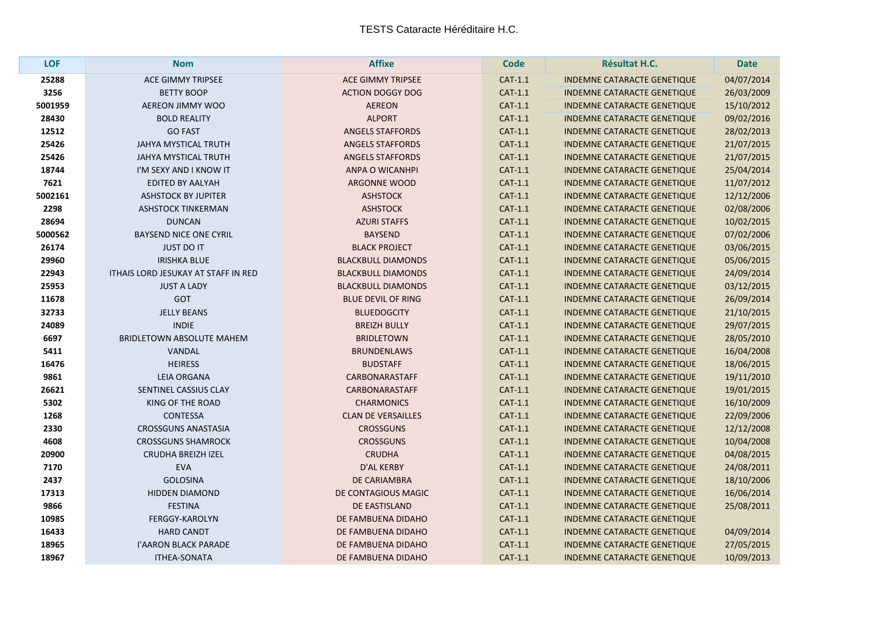# TESTS Cataracte Héréditaire H.C.

| LOF | Nom | Affixe | Code | Résultat H.C. | Date |
|---|---|---|---|---|---|
| 25288 | ACE GIMMY TRIPSEE | ACE GIMMY TRIPSEE | CAT-1.1 | INDEMNE CATARACTE GENETIQUE | 04/07/2014 |
| 3256 | BETTY BOOP | ACTION DOGGY DOG | CAT-1.1 | INDEMNE CATARACTE GENETIQUE | 26/03/2009 |
| 5001959 | AEREON JIMMY WOO | AEREON | CAT-1.1 | INDEMNE CATARACTE GENETIQUE | 15/10/2012 |
| 28430 | BOLD REALITY | ALPORT | CAT-1.1 | INDEMNE CATARACTE GENETIQUE | 09/02/2016 |
| 12512 | GO FAST | ANGELS STAFFORDS | CAT-1.1 | INDEMNE CATARACTE GENETIQUE | 28/02/2013 |
| 25426 | JAHYA MYSTICAL TRUTH | ANGELS STAFFORDS | CAT-1.1 | INDEMNE CATARACTE GENETIQUE | 21/07/2015 |
| 25426 | JAHYA MYSTICAL TRUTH | ANGELS STAFFORDS | CAT-1.1 | INDEMNE CATARACTE GENETIQUE | 21/07/2015 |
| 18744 | I'M SEXY AND I KNOW IT | ANPA O WICANHPI | CAT-1.1 | INDEMNE CATARACTE GENETIQUE | 25/04/2014 |
| 7621 | EDITED BY AALYAH | ARGONNE WOOD | CAT-1.1 | INDEMNE CATARACTE GENETIQUE | 11/07/2012 |
| 5002161 | ASHSTOCK BY JUPITER | ASHSTOCK | CAT-1.1 | INDEMNE CATARACTE GENETIQUE | 12/12/2006 |
| 2298 | ASHSTOCK TINKERMAN | ASHSTOCK | CAT-1.1 | INDEMNE CATARACTE GENETIQUE | 02/08/2006 |
| 28694 | DUNCAN | AZURI STAFFS | CAT-1.1 | INDEMNE CATARACTE GENETIQUE | 10/02/2015 |
| 5000562 | BAYSEND NICE ONE CYRIL | BAYSEND | CAT-1.1 | INDEMNE CATARACTE GENETIQUE | 07/02/2006 |
| 26174 | JUST DO IT | BLACK PROJECT | CAT-1.1 | INDEMNE CATARACTE GENETIQUE | 03/06/2015 |
| 29960 | IRISHKA BLUE | BLACKBULL DIAMONDS | CAT-1.1 | INDEMNE CATARACTE GENETIQUE | 05/06/2015 |
| 22943 | ITHAIS LORD JESUKAY AT STAFF IN RED | BLACKBULL DIAMONDS | CAT-1.1 | INDEMNE CATARACTE GENETIQUE | 24/09/2014 |
| 25953 | JUST A LADY | BLACKBULL DIAMONDS | CAT-1.1 | INDEMNE CATARACTE GENETIQUE | 03/12/2015 |
| 11678 | GOT | BLUE DEVIL OF RING | CAT-1.1 | INDEMNE CATARACTE GENETIQUE | 26/09/2014 |
| 32733 | JELLY BEANS | BLUEDOGCITY | CAT-1.1 | INDEMNE CATARACTE GENETIQUE | 21/10/2015 |
| 24089 | INDIE | BREIZH BULLY | CAT-1.1 | INDEMNE CATARACTE GENETIQUE | 29/07/2015 |
| 6697 | BRIDLETOWN ABSOLUTE MAHEM | BRIDLETOWN | CAT-1.1 | INDEMNE CATARACTE GENETIQUE | 28/05/2010 |
| 5411 | VANDAL | BRUNDENLAWS | CAT-1.1 | INDEMNE CATARACTE GENETIQUE | 16/04/2008 |
| 16476 | HEIRESS | BUDSTAFF | CAT-1.1 | INDEMNE CATARACTE GENETIQUE | 18/06/2015 |
| 9861 | LEIA ORGANA | CARBONARASTAFF | CAT-1.1 | INDEMNE CATARACTE GENETIQUE | 19/11/2010 |
| 26621 | SENTINEL CASSIUS CLAY | CARBONARASTAFF | CAT-1.1 | INDEMNE CATARACTE GENETIQUE | 19/01/2015 |
| 5302 | KING OF THE ROAD | CHARMONICS | CAT-1.1 | INDEMNE CATARACTE GENETIQUE | 16/10/2009 |
| 1268 | CONTESSA | CLAN DE VERSAILLES | CAT-1.1 | INDEMNE CATARACTE GENETIQUE | 22/09/2006 |
| 2330 | CROSSGUNS ANASTASIA | CROSSGUNS | CAT-1.1 | INDEMNE CATARACTE GENETIQUE | 12/12/2008 |
| 4608 | CROSSGUNS SHAMROCK | CROSSGUNS | CAT-1.1 | INDEMNE CATARACTE GENETIQUE | 10/04/2008 |
| 20900 | CRUDHA BREIZH IZEL | CRUDHA | CAT-1.1 | INDEMNE CATARACTE GENETIQUE | 04/08/2015 |
| 7170 | EVA | D'AL KERBY | CAT-1.1 | INDEMNE CATARACTE GENETIQUE | 24/08/2011 |
| 2437 | GOLOSINA | DE CARIAMBRA | CAT-1.1 | INDEMNE CATARACTE GENETIQUE | 18/10/2006 |
| 17313 | HIDDEN DIAMOND | DE CONTAGIOUS MAGIC | CAT-1.1 | INDEMNE CATARACTE GENETIQUE | 16/06/2014 |
| 9866 | FESTINA | DE EASTISLAND | CAT-1.1 | INDEMNE CATARACTE GENETIQUE | 25/08/2011 |
| 10985 | FERGGY-KAROLYN | DE FAMBUENA DIDAHO | CAT-1.1 | INDEMNE CATARACTE GENETIQUE | |
| 16433 | HARD CANDT | DE FAMBUENA DIDAHO | CAT-1.1 | INDEMNE CATARACTE GENETIQUE | 04/09/2014 |
| 18965 | I'AARON BLACK PARADE | DE FAMBUENA DIDAHO | CAT-1.1 | INDEMNE CATARACTE GENETIQUE | 27/05/2015 |
| 18967 | ITHEA-SONATA | DE FAMBUENA DIDAHO | CAT-1.1 | INDEMNE CATARACTE GENETIQUE | 10/09/2013 |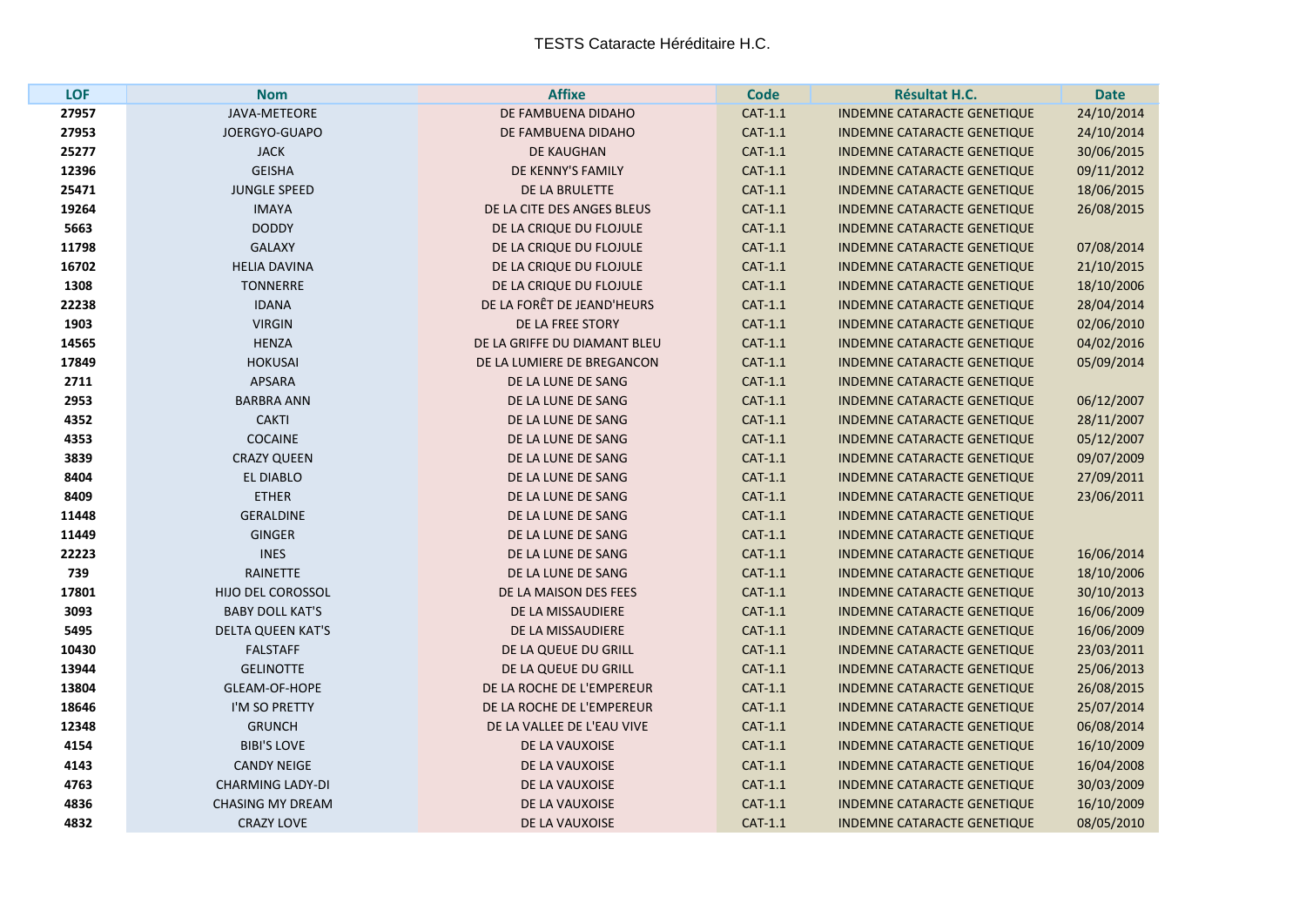TESTS Cataracte Héréditaire H.C.

| LOF | Nom | Affixe | Code | Résultat H.C. | Date |
|---|---|---|---|---|---|
| 27957 | JAVA-METEORE | DE FAMBUENA DIDAHO | CAT-1.1 | INDEMNE CATARACTE GENETIQUE | 24/10/2014 |
| 27953 | JOERGYO-GUAPO | DE FAMBUENA DIDAHO | CAT-1.1 | INDEMNE CATARACTE GENETIQUE | 24/10/2014 |
| 25277 | JACK | DE KAUGHAN | CAT-1.1 | INDEMNE CATARACTE GENETIQUE | 30/06/2015 |
| 12396 | GEISHA | DE KENNY'S FAMILY | CAT-1.1 | INDEMNE CATARACTE GENETIQUE | 09/11/2012 |
| 25471 | JUNGLE SPEED | DE LA BRULETTE | CAT-1.1 | INDEMNE CATARACTE GENETIQUE | 18/06/2015 |
| 19264 | IMAYA | DE LA CITE DES ANGES BLEUS | CAT-1.1 | INDEMNE CATARACTE GENETIQUE | 26/08/2015 |
| 5663 | DODDY | DE LA CRIQUE DU FLOJULE | CAT-1.1 | INDEMNE CATARACTE GENETIQUE | |
| 11798 | GALAXY | DE LA CRIQUE DU FLOJULE | CAT-1.1 | INDEMNE CATARACTE GENETIQUE | 07/08/2014 |
| 16702 | HELIA DAVINA | DE LA CRIQUE DU FLOJULE | CAT-1.1 | INDEMNE CATARACTE GENETIQUE | 21/10/2015 |
| 1308 | TONNERRE | DE LA CRIQUE DU FLOJULE | CAT-1.1 | INDEMNE CATARACTE GENETIQUE | 18/10/2006 |
| 22238 | IDANA | DE LA FORÊT DE JEAND'HEURS | CAT-1.1 | INDEMNE CATARACTE GENETIQUE | 28/04/2014 |
| 1903 | VIRGIN | DE LA FREE STORY | CAT-1.1 | INDEMNE CATARACTE GENETIQUE | 02/06/2010 |
| 14565 | HENZA | DE LA GRIFFE DU DIAMANT BLEU | CAT-1.1 | INDEMNE CATARACTE GENETIQUE | 04/02/2016 |
| 17849 | HOKUSAI | DE LA LUMIERE DE BREGANCON | CAT-1.1 | INDEMNE CATARACTE GENETIQUE | 05/09/2014 |
| 2711 | APSARA | DE LA LUNE DE SANG | CAT-1.1 | INDEMNE CATARACTE GENETIQUE | |
| 2953 | BARBRA ANN | DE LA LUNE DE SANG | CAT-1.1 | INDEMNE CATARACTE GENETIQUE | 06/12/2007 |
| 4352 | CAKTI | DE LA LUNE DE SANG | CAT-1.1 | INDEMNE CATARACTE GENETIQUE | 28/11/2007 |
| 4353 | COCAINE | DE LA LUNE DE SANG | CAT-1.1 | INDEMNE CATARACTE GENETIQUE | 05/12/2007 |
| 3839 | CRAZY QUEEN | DE LA LUNE DE SANG | CAT-1.1 | INDEMNE CATARACTE GENETIQUE | 09/07/2009 |
| 8404 | EL DIABLO | DE LA LUNE DE SANG | CAT-1.1 | INDEMNE CATARACTE GENETIQUE | 27/09/2011 |
| 8409 | ETHER | DE LA LUNE DE SANG | CAT-1.1 | INDEMNE CATARACTE GENETIQUE | 23/06/2011 |
| 11448 | GERALDINE | DE LA LUNE DE SANG | CAT-1.1 | INDEMNE CATARACTE GENETIQUE | |
| 11449 | GINGER | DE LA LUNE DE SANG | CAT-1.1 | INDEMNE CATARACTE GENETIQUE | |
| 22223 | INES | DE LA LUNE DE SANG | CAT-1.1 | INDEMNE CATARACTE GENETIQUE | 16/06/2014 |
| 739 | RAINETTE | DE LA LUNE DE SANG | CAT-1.1 | INDEMNE CATARACTE GENETIQUE | 18/10/2006 |
| 17801 | HIJO DEL COROSSOL | DE LA MAISON DES FEES | CAT-1.1 | INDEMNE CATARACTE GENETIQUE | 30/10/2013 |
| 3093 | BABY DOLL KAT'S | DE LA MISSAUDIERE | CAT-1.1 | INDEMNE CATARACTE GENETIQUE | 16/06/2009 |
| 5495 | DELTA QUEEN KAT'S | DE LA MISSAUDIERE | CAT-1.1 | INDEMNE CATARACTE GENETIQUE | 16/06/2009 |
| 10430 | FALSTAFF | DE LA QUEUE DU GRILL | CAT-1.1 | INDEMNE CATARACTE GENETIQUE | 23/03/2011 |
| 13944 | GELINOTTE | DE LA QUEUE DU GRILL | CAT-1.1 | INDEMNE CATARACTE GENETIQUE | 25/06/2013 |
| 13804 | GLEAM-OF-HOPE | DE LA ROCHE DE L'EMPEREUR | CAT-1.1 | INDEMNE CATARACTE GENETIQUE | 26/08/2015 |
| 18646 | I'M SO PRETTY | DE LA ROCHE DE L'EMPEREUR | CAT-1.1 | INDEMNE CATARACTE GENETIQUE | 25/07/2014 |
| 12348 | GRUNCH | DE LA VALLEE DE L'EAU VIVE | CAT-1.1 | INDEMNE CATARACTE GENETIQUE | 06/08/2014 |
| 4154 | BIBI'S LOVE | DE LA VAUXOISE | CAT-1.1 | INDEMNE CATARACTE GENETIQUE | 16/10/2009 |
| 4143 | CANDY NEIGE | DE LA VAUXOISE | CAT-1.1 | INDEMNE CATARACTE GENETIQUE | 16/04/2008 |
| 4763 | CHARMING LADY-DI | DE LA VAUXOISE | CAT-1.1 | INDEMNE CATARACTE GENETIQUE | 30/03/2009 |
| 4836 | CHASING MY DREAM | DE LA VAUXOISE | CAT-1.1 | INDEMNE CATARACTE GENETIQUE | 16/10/2009 |
| 4832 | CRAZY LOVE | DE LA VAUXOISE | CAT-1.1 | INDEMNE CATARACTE GENETIQUE | 08/05/2010 |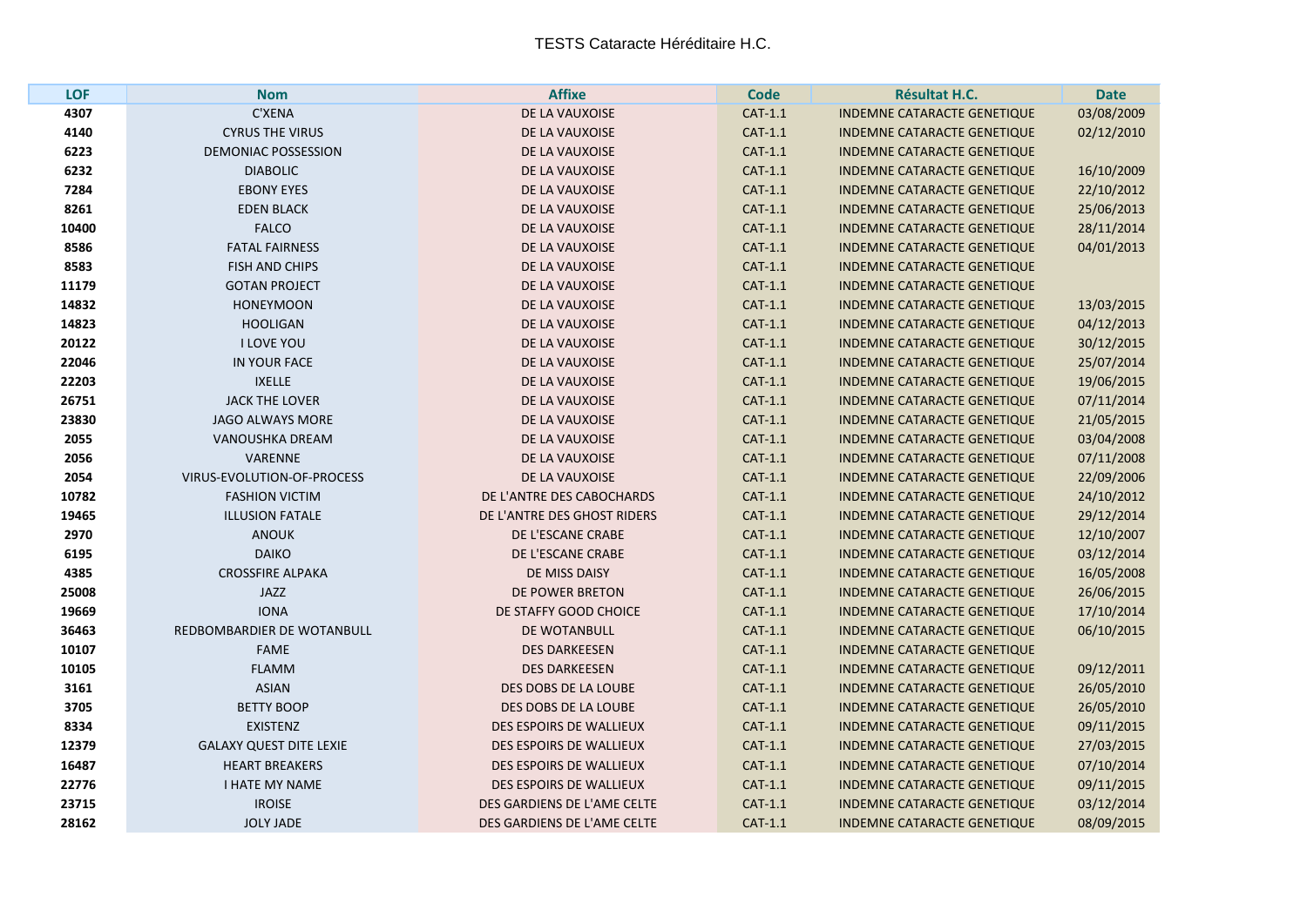TESTS Cataracte Héréditaire H.C.

| LOF | Nom | Affixe | Code | Résultat H.C. | Date |
|---|---|---|---|---|---|
| 4307 | C'XENA | DE LA VAUXOISE | CAT-1.1 | INDEMNE CATARACTE GENETIQUE | 03/08/2009 |
| 4140 | CYRUS THE VIRUS | DE LA VAUXOISE | CAT-1.1 | INDEMNE CATARACTE GENETIQUE | 02/12/2010 |
| 6223 | DEMONIAC POSSESSION | DE LA VAUXOISE | CAT-1.1 | INDEMNE CATARACTE GENETIQUE | |
| 6232 | DIABOLIC | DE LA VAUXOISE | CAT-1.1 | INDEMNE CATARACTE GENETIQUE | 16/10/2009 |
| 7284 | EBONY EYES | DE LA VAUXOISE | CAT-1.1 | INDEMNE CATARACTE GENETIQUE | 22/10/2012 |
| 8261 | EDEN BLACK | DE LA VAUXOISE | CAT-1.1 | INDEMNE CATARACTE GENETIQUE | 25/06/2013 |
| 10400 | FALCO | DE LA VAUXOISE | CAT-1.1 | INDEMNE CATARACTE GENETIQUE | 28/11/2014 |
| 8586 | FATAL FAIRNESS | DE LA VAUXOISE | CAT-1.1 | INDEMNE CATARACTE GENETIQUE | 04/01/2013 |
| 8583 | FISH AND CHIPS | DE LA VAUXOISE | CAT-1.1 | INDEMNE CATARACTE GENETIQUE | |
| 11179 | GOTAN PROJECT | DE LA VAUXOISE | CAT-1.1 | INDEMNE CATARACTE GENETIQUE | |
| 14832 | HONEYMOON | DE LA VAUXOISE | CAT-1.1 | INDEMNE CATARACTE GENETIQUE | 13/03/2015 |
| 14823 | HOOLIGAN | DE LA VAUXOISE | CAT-1.1 | INDEMNE CATARACTE GENETIQUE | 04/12/2013 |
| 20122 | I LOVE YOU | DE LA VAUXOISE | CAT-1.1 | INDEMNE CATARACTE GENETIQUE | 30/12/2015 |
| 22046 | IN YOUR FACE | DE LA VAUXOISE | CAT-1.1 | INDEMNE CATARACTE GENETIQUE | 25/07/2014 |
| 22203 | IXELLE | DE LA VAUXOISE | CAT-1.1 | INDEMNE CATARACTE GENETIQUE | 19/06/2015 |
| 26751 | JACK THE LOVER | DE LA VAUXOISE | CAT-1.1 | INDEMNE CATARACTE GENETIQUE | 07/11/2014 |
| 23830 | JAGO ALWAYS MORE | DE LA VAUXOISE | CAT-1.1 | INDEMNE CATARACTE GENETIQUE | 21/05/2015 |
| 2055 | VANOUSHKA DREAM | DE LA VAUXOISE | CAT-1.1 | INDEMNE CATARACTE GENETIQUE | 03/04/2008 |
| 2056 | VARENNE | DE LA VAUXOISE | CAT-1.1 | INDEMNE CATARACTE GENETIQUE | 07/11/2008 |
| 2054 | VIRUS-EVOLUTION-OF-PROCESS | DE LA VAUXOISE | CAT-1.1 | INDEMNE CATARACTE GENETIQUE | 22/09/2006 |
| 10782 | FASHION VICTIM | DE L'ANTRE DES CABOCHARDS | CAT-1.1 | INDEMNE CATARACTE GENETIQUE | 24/10/2012 |
| 19465 | ILLUSION FATALE | DE L'ANTRE DES GHOST RIDERS | CAT-1.1 | INDEMNE CATARACTE GENETIQUE | 29/12/2014 |
| 2970 | ANOUK | DE L'ESCANE CRABE | CAT-1.1 | INDEMNE CATARACTE GENETIQUE | 12/10/2007 |
| 6195 | DAIKO | DE L'ESCANE CRABE | CAT-1.1 | INDEMNE CATARACTE GENETIQUE | 03/12/2014 |
| 4385 | CROSSFIRE ALPAKA | DE MISS DAISY | CAT-1.1 | INDEMNE CATARACTE GENETIQUE | 16/05/2008 |
| 25008 | JAZZ | DE POWER BRETON | CAT-1.1 | INDEMNE CATARACTE GENETIQUE | 26/06/2015 |
| 19669 | IONA | DE STAFFY GOOD CHOICE | CAT-1.1 | INDEMNE CATARACTE GENETIQUE | 17/10/2014 |
| 36463 | REDBOMBARDIER DE WOTANBULL | DE WOTANBULL | CAT-1.1 | INDEMNE CATARACTE GENETIQUE | 06/10/2015 |
| 10107 | FAME | DES DARKEESEN | CAT-1.1 | INDEMNE CATARACTE GENETIQUE | |
| 10105 | FLAMM | DES DARKEESEN | CAT-1.1 | INDEMNE CATARACTE GENETIQUE | 09/12/2011 |
| 3161 | ASIAN | DES DOBS DE LA LOUBE | CAT-1.1 | INDEMNE CATARACTE GENETIQUE | 26/05/2010 |
| 3705 | BETTY BOOP | DES DOBS DE LA LOUBE | CAT-1.1 | INDEMNE CATARACTE GENETIQUE | 26/05/2010 |
| 8334 | EXISTENZ | DES ESPOIRS DE WALLIEUX | CAT-1.1 | INDEMNE CATARACTE GENETIQUE | 09/11/2015 |
| 12379 | GALAXY QUEST DITE LEXIE | DES ESPOIRS DE WALLIEUX | CAT-1.1 | INDEMNE CATARACTE GENETIQUE | 27/03/2015 |
| 16487 | HEART BREAKERS | DES ESPOIRS DE WALLIEUX | CAT-1.1 | INDEMNE CATARACTE GENETIQUE | 07/10/2014 |
| 22776 | I HATE MY NAME | DES ESPOIRS DE WALLIEUX | CAT-1.1 | INDEMNE CATARACTE GENETIQUE | 09/11/2015 |
| 23715 | IROISE | DES GARDIENS DE L'AME CELTE | CAT-1.1 | INDEMNE CATARACTE GENETIQUE | 03/12/2014 |
| 28162 | JOLY JADE | DES GARDIENS DE L'AME CELTE | CAT-1.1 | INDEMNE CATARACTE GENETIQUE | 08/09/2015 |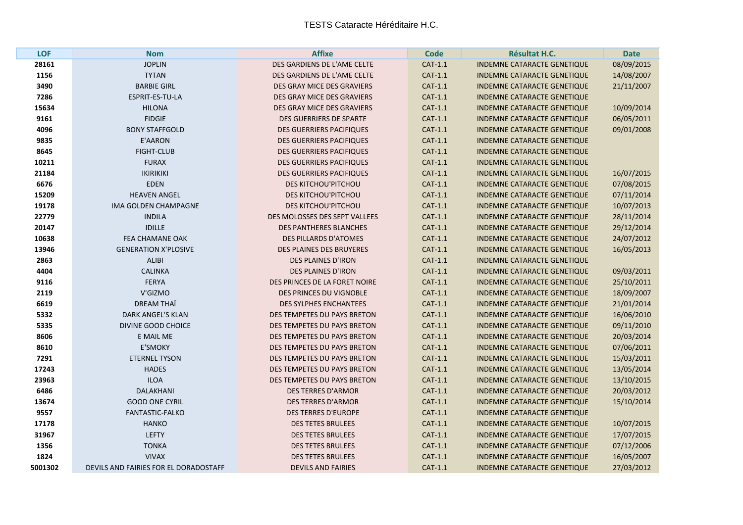TESTS Cataracte Héréditaire H.C.

| LOF | Nom | Affixe | Code | Résultat H.C. | Date |
|---|---|---|---|---|---|
| 28161 | JOPLIN | DES GARDIENS DE L'AME CELTE | CAT-1.1 | INDEMNE CATARACTE GENETIQUE | 08/09/2015 |
| 1156 | TYTAN | DES GARDIENS DE L'AME CELTE | CAT-1.1 | INDEMNE CATARACTE GENETIQUE | 14/08/2007 |
| 3490 | BARBIE GIRL | DES GRAY MICE DES GRAVIERS | CAT-1.1 | INDEMNE CATARACTE GENETIQUE | 21/11/2007 |
| 7286 | ESPRIT-ES-TU-LA | DES GRAY MICE DES GRAVIERS | CAT-1.1 | INDEMNE CATARACTE GENETIQUE | |
| 15634 | HILONA | DES GRAY MICE DES GRAVIERS | CAT-1.1 | INDEMNE CATARACTE GENETIQUE | 10/09/2014 |
| 9161 | FIDGIE | DES GUERRIERS DE SPARTE | CAT-1.1 | INDEMNE CATARACTE GENETIQUE | 06/05/2011 |
| 4096 | BONY STAFFGOLD | DES GUERRIERS PACIFIQUES | CAT-1.1 | INDEMNE CATARACTE GENETIQUE | 09/01/2008 |
| 9835 | E'AARON | DES GUERRIERS PACIFIQUES | CAT-1.1 | INDEMNE CATARACTE GENETIQUE | |
| 8645 | FIGHT-CLUB | DES GUERRIERS PACIFIQUES | CAT-1.1 | INDEMNE CATARACTE GENETIQUE | |
| 10211 | FURAX | DES GUERRIERS PACIFIQUES | CAT-1.1 | INDEMNE CATARACTE GENETIQUE | |
| 21184 | IKIRIKIKI | DES GUERRIERS PACIFIQUES | CAT-1.1 | INDEMNE CATARACTE GENETIQUE | 16/07/2015 |
| 6676 | EDEN | DES KITCHOU'PITCHOU | CAT-1.1 | INDEMNE CATARACTE GENETIQUE | 07/08/2015 |
| 15209 | HEAVEN ANGEL | DES KITCHOU'PITCHOU | CAT-1.1 | INDEMNE CATARACTE GENETIQUE | 07/11/2014 |
| 19178 | IMA GOLDEN CHAMPAGNE | DES KITCHOU'PITCHOU | CAT-1.1 | INDEMNE CATARACTE GENETIQUE | 10/07/2013 |
| 22779 | INDILA | DES MOLOSSES DES SEPT VALLEES | CAT-1.1 | INDEMNE CATARACTE GENETIQUE | 28/11/2014 |
| 20147 | IDILLE | DES PANTHERES BLANCHES | CAT-1.1 | INDEMNE CATARACTE GENETIQUE | 29/12/2014 |
| 10638 | FEA CHAMANE OAK | DES PILLARDS D'ATOMES | CAT-1.1 | INDEMNE CATARACTE GENETIQUE | 24/07/2012 |
| 13946 | GENERATION X'PLOSIVE | DES PLAINES DES BRUYERES | CAT-1.1 | INDEMNE CATARACTE GENETIQUE | 16/05/2013 |
| 2863 | ALIBI | DES PLAINES D'IRON | CAT-1.1 | INDEMNE CATARACTE GENETIQUE | |
| 4404 | CALINKA | DES PLAINES D'IRON | CAT-1.1 | INDEMNE CATARACTE GENETIQUE | 09/03/2011 |
| 9116 | FERYA | DES PRINCES DE LA FORET NOIRE | CAT-1.1 | INDEMNE CATARACTE GENETIQUE | 25/10/2011 |
| 2119 | V'GIZMO | DES PRINCES DU VIGNOBLE | CAT-1.1 | INDEMNE CATARACTE GENETIQUE | 18/09/2007 |
| 6619 | DREAM THAÏ | DES SYLPHES ENCHANTEES | CAT-1.1 | INDEMNE CATARACTE GENETIQUE | 21/01/2014 |
| 5332 | DARK ANGEL'S KLAN | DES TEMPETES DU PAYS BRETON | CAT-1.1 | INDEMNE CATARACTE GENETIQUE | 16/06/2010 |
| 5335 | DIVINE GOOD CHOICE | DES TEMPETES DU PAYS BRETON | CAT-1.1 | INDEMNE CATARACTE GENETIQUE | 09/11/2010 |
| 8606 | E MAIL ME | DES TEMPETES DU PAYS BRETON | CAT-1.1 | INDEMNE CATARACTE GENETIQUE | 20/03/2014 |
| 8610 | E'SMOKY | DES TEMPETES DU PAYS BRETON | CAT-1.1 | INDEMNE CATARACTE GENETIQUE | 07/06/2011 |
| 7291 | ETERNEL TYSON | DES TEMPETES DU PAYS BRETON | CAT-1.1 | INDEMNE CATARACTE GENETIQUE | 15/03/2011 |
| 17243 | HADES | DES TEMPETES DU PAYS BRETON | CAT-1.1 | INDEMNE CATARACTE GENETIQUE | 13/05/2014 |
| 23963 | ILOA | DES TEMPETES DU PAYS BRETON | CAT-1.1 | INDEMNE CATARACTE GENETIQUE | 13/10/2015 |
| 6486 | DALAKHANI | DES TERRES D'ARMOR | CAT-1.1 | INDEMNE CATARACTE GENETIQUE | 20/03/2012 |
| 13674 | GOOD ONE CYRIL | DES TERRES D'ARMOR | CAT-1.1 | INDEMNE CATARACTE GENETIQUE | 15/10/2014 |
| 9557 | FANTASTIC-FALKO | DES TERRES D'EUROPE | CAT-1.1 | INDEMNE CATARACTE GENETIQUE | |
| 17178 | HANKO | DES TETES BRULEES | CAT-1.1 | INDEMNE CATARACTE GENETIQUE | 10/07/2015 |
| 31967 | LEFTY | DES TETES BRULEES | CAT-1.1 | INDEMNE CATARACTE GENETIQUE | 17/07/2015 |
| 1356 | TONKA | DES TETES BRULEES | CAT-1.1 | INDEMNE CATARACTE GENETIQUE | 07/12/2006 |
| 1824 | VIVAX | DES TETES BRULEES | CAT-1.1 | INDEMNE CATARACTE GENETIQUE | 16/05/2007 |
| 5001302 | DEVILS AND FAIRIES FOR EL DORADOSTAFF | DEVILS AND FAIRIES | CAT-1.1 | INDEMNE CATARACTE GENETIQUE | 27/03/2012 |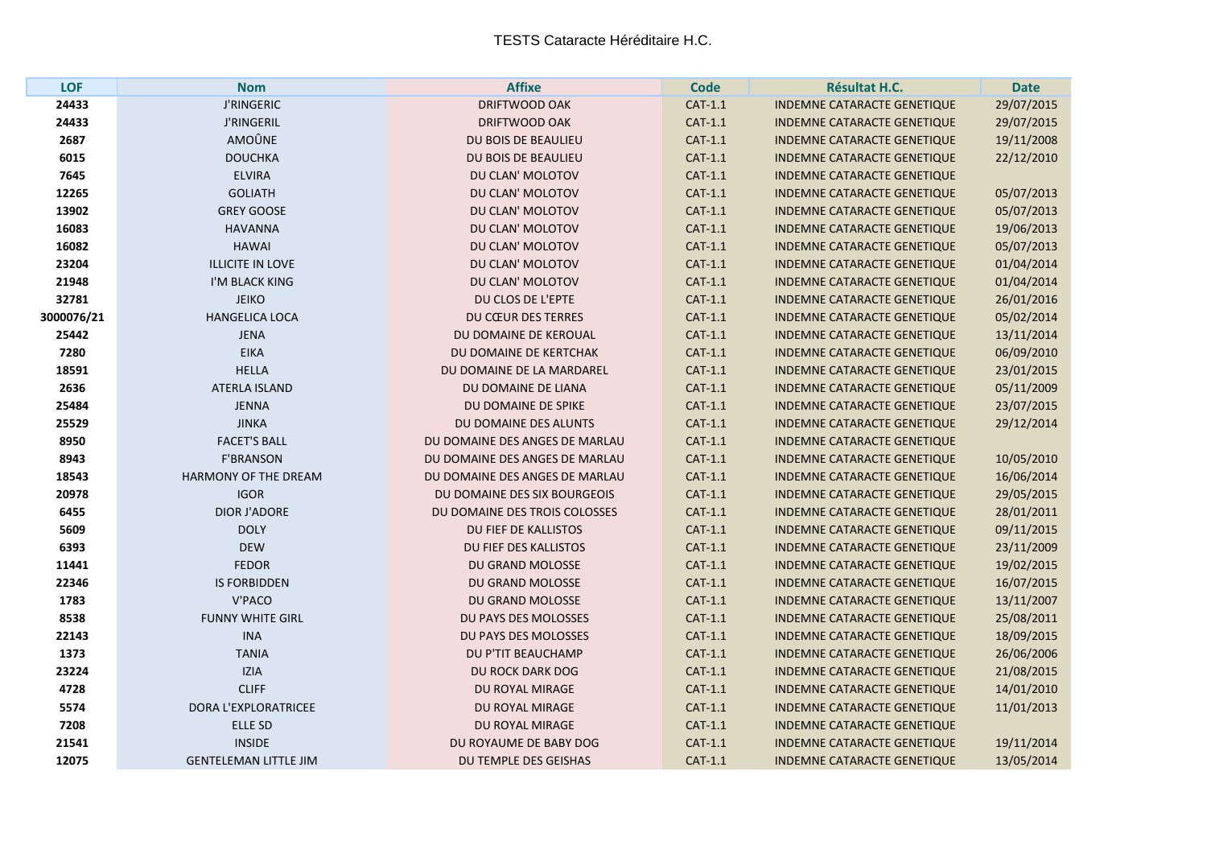TESTS Cataracte Héréditaire H.C.

| LOF | Nom | Affixe | Code | Résultat H.C. | Date |
|---|---|---|---|---|---|
| 24433 | J'RINGERIC | DRIFTWOOD OAK | CAT-1.1 | INDEMNE CATARACTE GENETIQUE | 29/07/2015 |
| 24433 | J'RINGERIL | DRIFTWOOD OAK | CAT-1.1 | INDEMNE CATARACTE GENETIQUE | 29/07/2015 |
| 2687 | AMOÛNE | DU BOIS DE BEAULIEU | CAT-1.1 | INDEMNE CATARACTE GENETIQUE | 19/11/2008 |
| 6015 | DOUCHKA | DU BOIS DE BEAULIEU | CAT-1.1 | INDEMNE CATARACTE GENETIQUE | 22/12/2010 |
| 7645 | ELVIRA | DU CLAN' MOLOTOV | CAT-1.1 | INDEMNE CATARACTE GENETIQUE | |
| 12265 | GOLIATH | DU CLAN' MOLOTOV | CAT-1.1 | INDEMNE CATARACTE GENETIQUE | 05/07/2013 |
| 13902 | GREY GOOSE | DU CLAN' MOLOTOV | CAT-1.1 | INDEMNE CATARACTE GENETIQUE | 05/07/2013 |
| 16083 | HAVANNA | DU CLAN' MOLOTOV | CAT-1.1 | INDEMNE CATARACTE GENETIQUE | 19/06/2013 |
| 16082 | HAWAI | DU CLAN' MOLOTOV | CAT-1.1 | INDEMNE CATARACTE GENETIQUE | 05/07/2013 |
| 23204 | ILLICITE IN LOVE | DU CLAN' MOLOTOV | CAT-1.1 | INDEMNE CATARACTE GENETIQUE | 01/04/2014 |
| 21948 | I'M BLACK KING | DU CLAN' MOLOTOV | CAT-1.1 | INDEMNE CATARACTE GENETIQUE | 01/04/2014 |
| 32781 | JEIKO | DU CLOS DE L'EPTE | CAT-1.1 | INDEMNE CATARACTE GENETIQUE | 26/01/2016 |
| 3000076/21 | HANGELICA LOCA | DU CŒUR DES TERRES | CAT-1.1 | INDEMNE CATARACTE GENETIQUE | 05/02/2014 |
| 25442 | JENA | DU DOMAINE DE KEROUAL | CAT-1.1 | INDEMNE CATARACTE GENETIQUE | 13/11/2014 |
| 7280 | EIKA | DU DOMAINE DE KERTCHAK | CAT-1.1 | INDEMNE CATARACTE GENETIQUE | 06/09/2010 |
| 18591 | HELLA | DU DOMAINE DE LA MARDAREL | CAT-1.1 | INDEMNE CATARACTE GENETIQUE | 23/01/2015 |
| 2636 | ATERLA ISLAND | DU DOMAINE DE LIANA | CAT-1.1 | INDEMNE CATARACTE GENETIQUE | 05/11/2009 |
| 25484 | JENNA | DU DOMAINE DE SPIKE | CAT-1.1 | INDEMNE CATARACTE GENETIQUE | 23/07/2015 |
| 25529 | JINKA | DU DOMAINE DES ALUNTS | CAT-1.1 | INDEMNE CATARACTE GENETIQUE | 29/12/2014 |
| 8950 | FACET'S BALL | DU DOMAINE DES ANGES DE MARLAU | CAT-1.1 | INDEMNE CATARACTE GENETIQUE | |
| 8943 | F'BRANSON | DU DOMAINE DES ANGES DE MARLAU | CAT-1.1 | INDEMNE CATARACTE GENETIQUE | 10/05/2010 |
| 18543 | HARMONY OF THE DREAM | DU DOMAINE DES ANGES DE MARLAU | CAT-1.1 | INDEMNE CATARACTE GENETIQUE | 16/06/2014 |
| 20978 | IGOR | DU DOMAINE DES SIX BOURGEOIS | CAT-1.1 | INDEMNE CATARACTE GENETIQUE | 29/05/2015 |
| 6455 | DIOR J'ADORE | DU DOMAINE DES TROIS COLOSSES | CAT-1.1 | INDEMNE CATARACTE GENETIQUE | 28/01/2011 |
| 5609 | DOLY | DU FIEF DE KALLISTOS | CAT-1.1 | INDEMNE CATARACTE GENETIQUE | 09/11/2015 |
| 6393 | DEW | DU FIEF DES KALLISTOS | CAT-1.1 | INDEMNE CATARACTE GENETIQUE | 23/11/2009 |
| 11441 | FEDOR | DU GRAND MOLOSSE | CAT-1.1 | INDEMNE CATARACTE GENETIQUE | 19/02/2015 |
| 22346 | IS FORBIDDEN | DU GRAND MOLOSSE | CAT-1.1 | INDEMNE CATARACTE GENETIQUE | 16/07/2015 |
| 1783 | V'PACO | DU GRAND MOLOSSE | CAT-1.1 | INDEMNE CATARACTE GENETIQUE | 13/11/2007 |
| 8538 | FUNNY WHITE GIRL | DU PAYS DES MOLOSSES | CAT-1.1 | INDEMNE CATARACTE GENETIQUE | 25/08/2011 |
| 22143 | INA | DU PAYS DES MOLOSSES | CAT-1.1 | INDEMNE CATARACTE GENETIQUE | 18/09/2015 |
| 1373 | TANIA | DU P'TIT BEAUCHAMP | CAT-1.1 | INDEMNE CATARACTE GENETIQUE | 26/06/2006 |
| 23224 | IZIA | DU ROCK DARK DOG | CAT-1.1 | INDEMNE CATARACTE GENETIQUE | 21/08/2015 |
| 4728 | CLIFF | DU ROYAL MIRAGE | CAT-1.1 | INDEMNE CATARACTE GENETIQUE | 14/01/2010 |
| 5574 | DORA L'EXPLORATRICEE | DU ROYAL MIRAGE | CAT-1.1 | INDEMNE CATARACTE GENETIQUE | 11/01/2013 |
| 7208 | ELLE SD | DU ROYAL MIRAGE | CAT-1.1 | INDEMNE CATARACTE GENETIQUE | |
| 21541 | INSIDE | DU ROYAUME DE BABY DOG | CAT-1.1 | INDEMNE CATARACTE GENETIQUE | 19/11/2014 |
| 12075 | GENTELEMAN LITTLE JIM | DU TEMPLE DES GEISHAS | CAT-1.1 | INDEMNE CATARACTE GENETIQUE | 13/05/2014 |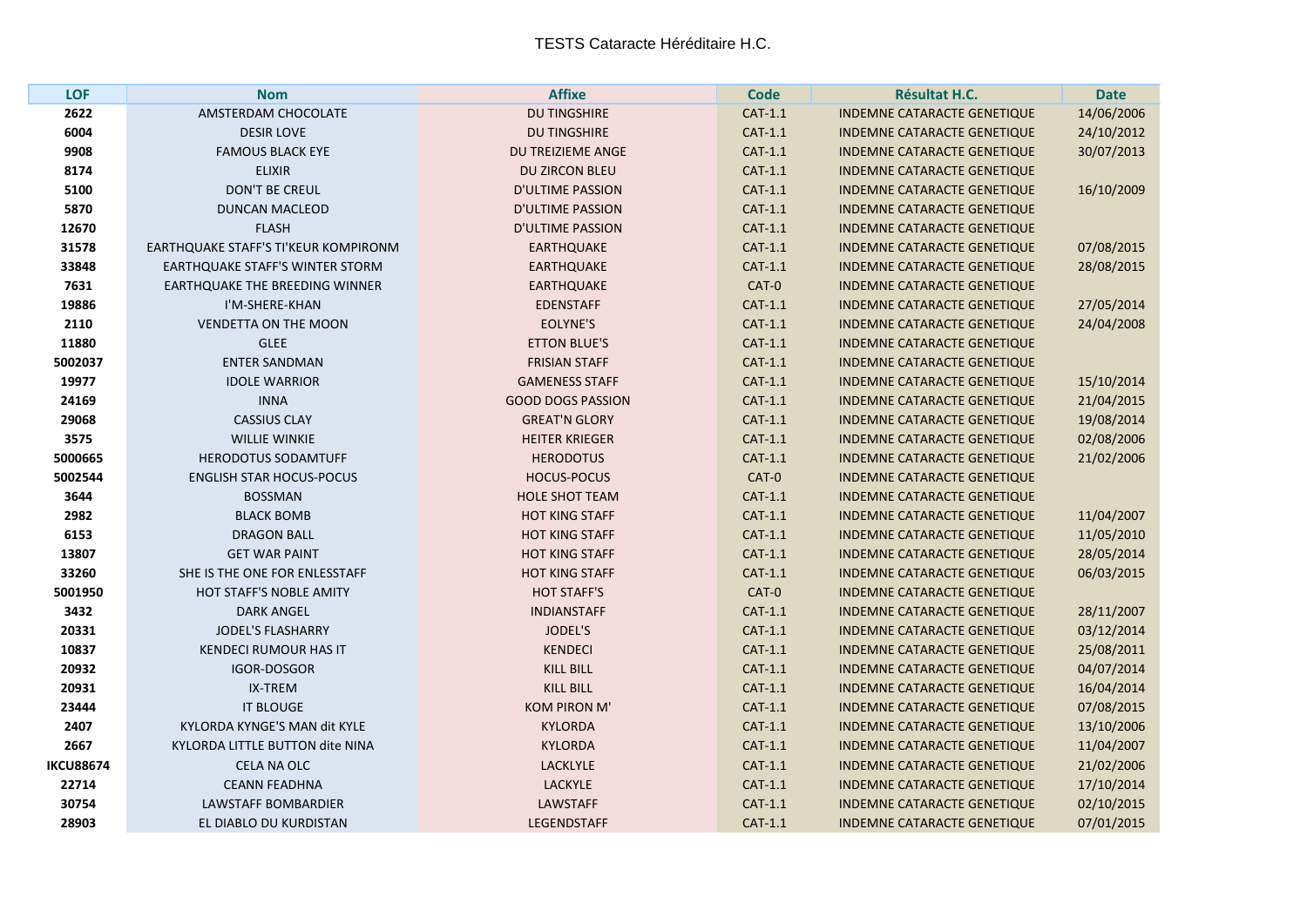TESTS Cataracte Héréditaire H.C.

| LOF | Nom | Affixe | Code | Résultat H.C. | Date |
|---|---|---|---|---|---|
| 2622 | AMSTERDAM CHOCOLATE | DU TINGSHIRE | CAT-1.1 | INDEMNE CATARACTE GENETIQUE | 14/06/2006 |
| 6004 | DESIR LOVE | DU TINGSHIRE | CAT-1.1 | INDEMNE CATARACTE GENETIQUE | 24/10/2012 |
| 9908 | FAMOUS BLACK EYE | DU TREIZIEME ANGE | CAT-1.1 | INDEMNE CATARACTE GENETIQUE | 30/07/2013 |
| 8174 | ELIXIR | DU ZIRCON BLEU | CAT-1.1 | INDEMNE CATARACTE GENETIQUE | |
| 5100 | DON'T BE CREUL | D'ULTIME PASSION | CAT-1.1 | INDEMNE CATARACTE GENETIQUE | 16/10/2009 |
| 5870 | DUNCAN MACLEOD | D'ULTIME PASSION | CAT-1.1 | INDEMNE CATARACTE GENETIQUE | |
| 12670 | FLASH | D'ULTIME PASSION | CAT-1.1 | INDEMNE CATARACTE GENETIQUE | |
| 31578 | EARTHQUAKE STAFF'S TI'KEUR KOMPIRONM | EARTHQUAKE | CAT-1.1 | INDEMNE CATARACTE GENETIQUE | 07/08/2015 |
| 33848 | EARTHQUAKE STAFF'S WINTER STORM | EARTHQUAKE | CAT-1.1 | INDEMNE CATARACTE GENETIQUE | 28/08/2015 |
| 7631 | EARTHQUAKE THE BREEDING WINNER | EARTHQUAKE | CAT-0 | INDEMNE CATARACTE GENETIQUE | |
| 19886 | I'M-SHERE-KHAN | EDENSTAFF | CAT-1.1 | INDEMNE CATARACTE GENETIQUE | 27/05/2014 |
| 2110 | VENDETTA ON THE MOON | EOLYNE'S | CAT-1.1 | INDEMNE CATARACTE GENETIQUE | 24/04/2008 |
| 11880 | GLEE | ETTON BLUE'S | CAT-1.1 | INDEMNE CATARACTE GENETIQUE | |
| 5002037 | ENTER SANDMAN | FRISIAN STAFF | CAT-1.1 | INDEMNE CATARACTE GENETIQUE | |
| 19977 | IDOLE WARRIOR | GAMENESS STAFF | CAT-1.1 | INDEMNE CATARACTE GENETIQUE | 15/10/2014 |
| 24169 | INNA | GOOD DOGS PASSION | CAT-1.1 | INDEMNE CATARACTE GENETIQUE | 21/04/2015 |
| 29068 | CASSIUS CLAY | GREAT'N GLORY | CAT-1.1 | INDEMNE CATARACTE GENETIQUE | 19/08/2014 |
| 3575 | WILLIE WINKIE | HEITER KRIEGER | CAT-1.1 | INDEMNE CATARACTE GENETIQUE | 02/08/2006 |
| 5000665 | HERODOTUS SODAMTUFF | HERODOTUS | CAT-1.1 | INDEMNE CATARACTE GENETIQUE | 21/02/2006 |
| 5002544 | ENGLISH STAR HOCUS-POCUS | HOCUS-POCUS | CAT-0 | INDEMNE CATARACTE GENETIQUE | |
| 3644 | BOSSMAN | HOLE SHOT TEAM | CAT-1.1 | INDEMNE CATARACTE GENETIQUE | |
| 2982 | BLACK BOMB | HOT KING STAFF | CAT-1.1 | INDEMNE CATARACTE GENETIQUE | 11/04/2007 |
| 6153 | DRAGON BALL | HOT KING STAFF | CAT-1.1 | INDEMNE CATARACTE GENETIQUE | 11/05/2010 |
| 13807 | GET WAR PAINT | HOT KING STAFF | CAT-1.1 | INDEMNE CATARACTE GENETIQUE | 28/05/2014 |
| 33260 | SHE IS THE ONE FOR ENLESSTAFF | HOT KING STAFF | CAT-1.1 | INDEMNE CATARACTE GENETIQUE | 06/03/2015 |
| 5001950 | HOT STAFF'S NOBLE AMITY | HOT STAFF'S | CAT-0 | INDEMNE CATARACTE GENETIQUE | |
| 3432 | DARK ANGEL | INDIANSTAFF | CAT-1.1 | INDEMNE CATARACTE GENETIQUE | 28/11/2007 |
| 20331 | JODEL'S FLASHARRY | JODEL'S | CAT-1.1 | INDEMNE CATARACTE GENETIQUE | 03/12/2014 |
| 10837 | KENDECI RUMOUR HAS IT | KENDECI | CAT-1.1 | INDEMNE CATARACTE GENETIQUE | 25/08/2011 |
| 20932 | IGOR-DOSGOR | KILL BILL | CAT-1.1 | INDEMNE CATARACTE GENETIQUE | 04/07/2014 |
| 20931 | IX-TREM | KILL BILL | CAT-1.1 | INDEMNE CATARACTE GENETIQUE | 16/04/2014 |
| 23444 | IT BLOUGE | KOM PIRON M' | CAT-1.1 | INDEMNE CATARACTE GENETIQUE | 07/08/2015 |
| 2407 | KYLORDA KYNGE'S MAN dit KYLE | KYLORDA | CAT-1.1 | INDEMNE CATARACTE GENETIQUE | 13/10/2006 |
| 2667 | KYLORDA LITTLE BUTTON dite NINA | KYLORDA | CAT-1.1 | INDEMNE CATARACTE GENETIQUE | 11/04/2007 |
| IKCU88674 | CELA NA OLC | LACKLYLE | CAT-1.1 | INDEMNE CATARACTE GENETIQUE | 21/02/2006 |
| 22714 | CEANN FEADHNA | LACKYLE | CAT-1.1 | INDEMNE CATARACTE GENETIQUE | 17/10/2014 |
| 30754 | LAWSTAFF BOMBARDIER | LAWSTAFF | CAT-1.1 | INDEMNE CATARACTE GENETIQUE | 02/10/2015 |
| 28903 | EL DIABLO DU KURDISTAN | LEGENDSTAFF | CAT-1.1 | INDEMNE CATARACTE GENETIQUE | 07/01/2015 |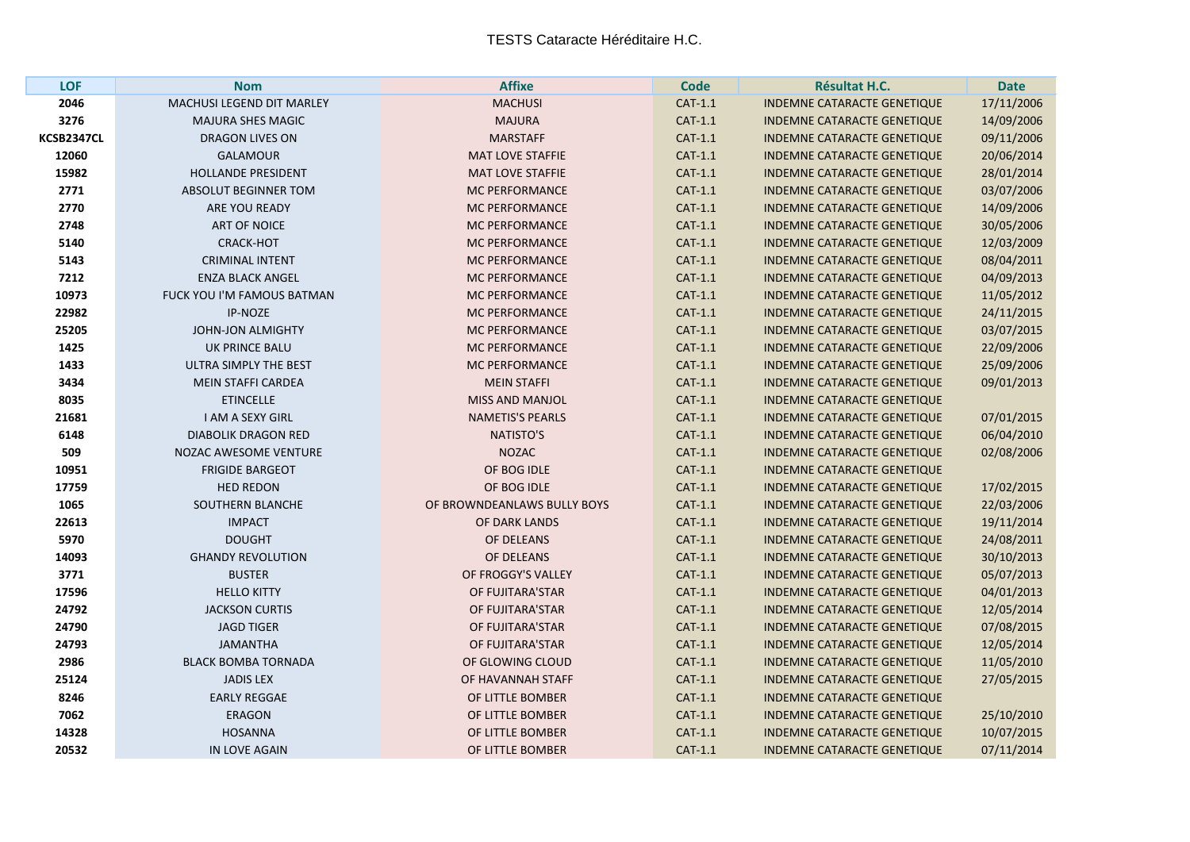TESTS Cataracte Héréditaire H.C.

| LOF | Nom | Affixe | Code | Résultat H.C. | Date |
|---|---|---|---|---|---|
| 2046 | MACHUSI LEGEND DIT MARLEY | MACHUSI | CAT-1.1 | INDEMNE CATARACTE GENETIQUE | 17/11/2006 |
| 3276 | MAJURA SHES MAGIC | MAJURA | CAT-1.1 | INDEMNE CATARACTE GENETIQUE | 14/09/2006 |
| KCSB2347CL | DRAGON LIVES ON | MARSTAFF | CAT-1.1 | INDEMNE CATARACTE GENETIQUE | 09/11/2006 |
| 12060 | GALAMOUR | MAT LOVE STAFFIE | CAT-1.1 | INDEMNE CATARACTE GENETIQUE | 20/06/2014 |
| 15982 | HOLLANDE PRESIDENT | MAT LOVE STAFFIE | CAT-1.1 | INDEMNE CATARACTE GENETIQUE | 28/01/2014 |
| 2771 | ABSOLUT BEGINNER TOM | MC PERFORMANCE | CAT-1.1 | INDEMNE CATARACTE GENETIQUE | 03/07/2006 |
| 2770 | ARE YOU READY | MC PERFORMANCE | CAT-1.1 | INDEMNE CATARACTE GENETIQUE | 14/09/2006 |
| 2748 | ART OF NOICE | MC PERFORMANCE | CAT-1.1 | INDEMNE CATARACTE GENETIQUE | 30/05/2006 |
| 5140 | CRACK-HOT | MC PERFORMANCE | CAT-1.1 | INDEMNE CATARACTE GENETIQUE | 12/03/2009 |
| 5143 | CRIMINAL INTENT | MC PERFORMANCE | CAT-1.1 | INDEMNE CATARACTE GENETIQUE | 08/04/2011 |
| 7212 | ENZA BLACK ANGEL | MC PERFORMANCE | CAT-1.1 | INDEMNE CATARACTE GENETIQUE | 04/09/2013 |
| 10973 | FUCK YOU I'M FAMOUS BATMAN | MC PERFORMANCE | CAT-1.1 | INDEMNE CATARACTE GENETIQUE | 11/05/2012 |
| 22982 | IP-NOZE | MC PERFORMANCE | CAT-1.1 | INDEMNE CATARACTE GENETIQUE | 24/11/2015 |
| 25205 | JOHN-JON ALMIGHTY | MC PERFORMANCE | CAT-1.1 | INDEMNE CATARACTE GENETIQUE | 03/07/2015 |
| 1425 | UK PRINCE BALU | MC PERFORMANCE | CAT-1.1 | INDEMNE CATARACTE GENETIQUE | 22/09/2006 |
| 1433 | ULTRA SIMPLY THE BEST | MC PERFORMANCE | CAT-1.1 | INDEMNE CATARACTE GENETIQUE | 25/09/2006 |
| 3434 | MEIN STAFFI CARDEA | MEIN STAFFI | CAT-1.1 | INDEMNE CATARACTE GENETIQUE | 09/01/2013 |
| 8035 | ETINCELLE | MISS AND MANJOL | CAT-1.1 | INDEMNE CATARACTE GENETIQUE | |
| 21681 | I AM A SEXY GIRL | NAMETIS'S PEARLS | CAT-1.1 | INDEMNE CATARACTE GENETIQUE | 07/01/2015 |
| 6148 | DIABOLIK DRAGON RED | NATISTO'S | CAT-1.1 | INDEMNE CATARACTE GENETIQUE | 06/04/2010 |
| 509 | NOZAC AWESOME VENTURE | NOZAC | CAT-1.1 | INDEMNE CATARACTE GENETIQUE | 02/08/2006 |
| 10951 | FRIGIDE BARGEOT | OF BOG IDLE | CAT-1.1 | INDEMNE CATARACTE GENETIQUE | |
| 17759 | HED REDON | OF BOG IDLE | CAT-1.1 | INDEMNE CATARACTE GENETIQUE | 17/02/2015 |
| 1065 | SOUTHERN BLANCHE | OF BROWNDEANLAWS BULLY BOYS | CAT-1.1 | INDEMNE CATARACTE GENETIQUE | 22/03/2006 |
| 22613 | IMPACT | OF DARK LANDS | CAT-1.1 | INDEMNE CATARACTE GENETIQUE | 19/11/2014 |
| 5970 | DOUGHT | OF DELEANS | CAT-1.1 | INDEMNE CATARACTE GENETIQUE | 24/08/2011 |
| 14093 | GHANDY REVOLUTION | OF DELEANS | CAT-1.1 | INDEMNE CATARACTE GENETIQUE | 30/10/2013 |
| 3771 | BUSTER | OF FROGGY'S VALLEY | CAT-1.1 | INDEMNE CATARACTE GENETIQUE | 05/07/2013 |
| 17596 | HELLO KITTY | OF FUJITARA'STAR | CAT-1.1 | INDEMNE CATARACTE GENETIQUE | 04/01/2013 |
| 24792 | JACKSON CURTIS | OF FUJITARA'STAR | CAT-1.1 | INDEMNE CATARACTE GENETIQUE | 12/05/2014 |
| 24790 | JAGD TIGER | OF FUJITARA'STAR | CAT-1.1 | INDEMNE CATARACTE GENETIQUE | 07/08/2015 |
| 24793 | JAMANTHA | OF FUJITARA'STAR | CAT-1.1 | INDEMNE CATARACTE GENETIQUE | 12/05/2014 |
| 2986 | BLACK BOMBA TORNADA | OF GLOWING CLOUD | CAT-1.1 | INDEMNE CATARACTE GENETIQUE | 11/05/2010 |
| 25124 | JADIS LEX | OF HAVANNAH STAFF | CAT-1.1 | INDEMNE CATARACTE GENETIQUE | 27/05/2015 |
| 8246 | EARLY REGGAE | OF LITTLE BOMBER | CAT-1.1 | INDEMNE CATARACTE GENETIQUE | |
| 7062 | ERAGON | OF LITTLE BOMBER | CAT-1.1 | INDEMNE CATARACTE GENETIQUE | 25/10/2010 |
| 14328 | HOSANNA | OF LITTLE BOMBER | CAT-1.1 | INDEMNE CATARACTE GENETIQUE | 10/07/2015 |
| 20532 | IN LOVE AGAIN | OF LITTLE BOMBER | CAT-1.1 | INDEMNE CATARACTE GENETIQUE | 07/11/2014 |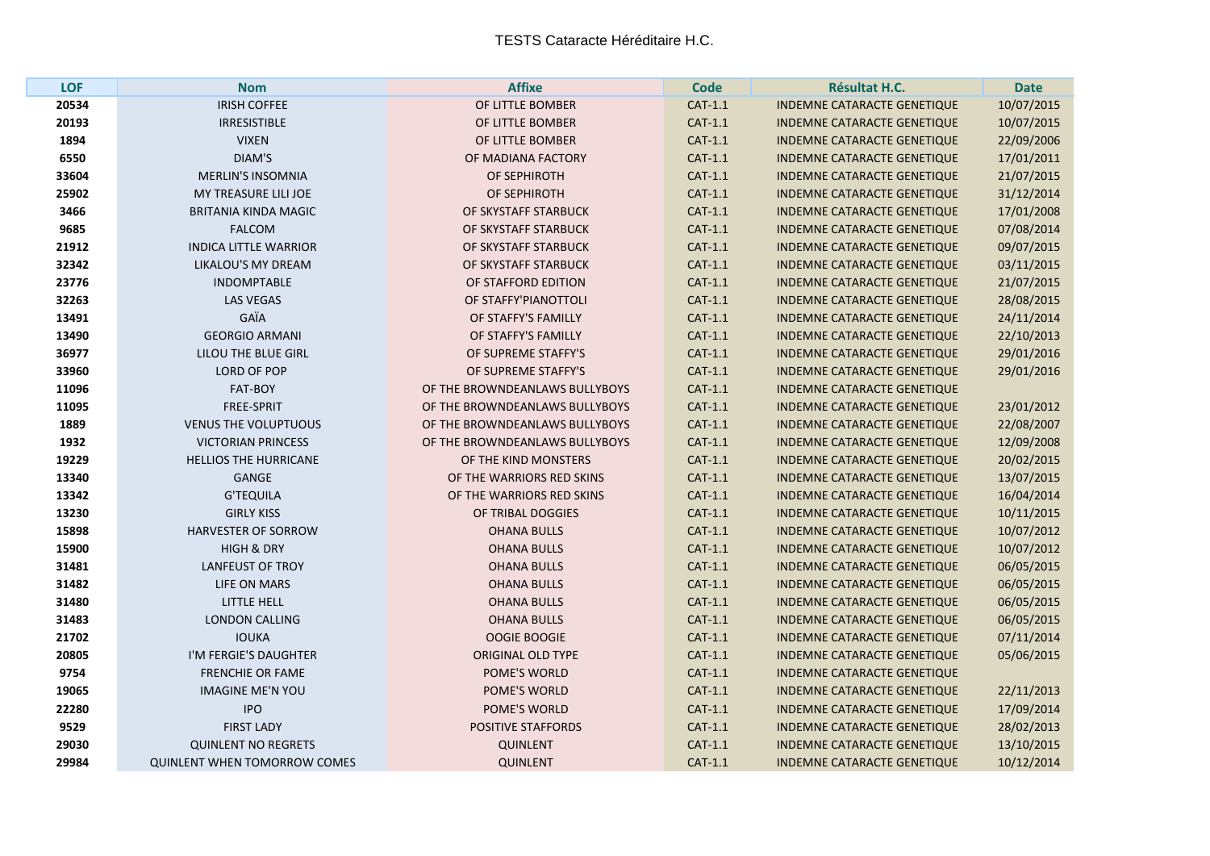TESTS Cataracte Héréditaire H.C.

| LOF | Nom | Affixe | Code | Résultat H.C. | Date |
|---|---|---|---|---|---|
| 20534 | IRISH COFFEE | OF LITTLE BOMBER | CAT-1.1 | INDEMNE CATARACTE GENETIQUE | 10/07/2015 |
| 20193 | IRRESISTIBLE | OF LITTLE BOMBER | CAT-1.1 | INDEMNE CATARACTE GENETIQUE | 10/07/2015 |
| 1894 | VIXEN | OF LITTLE BOMBER | CAT-1.1 | INDEMNE CATARACTE GENETIQUE | 22/09/2006 |
| 6550 | DIAM'S | OF MADIANA FACTORY | CAT-1.1 | INDEMNE CATARACTE GENETIQUE | 17/01/2011 |
| 33604 | MERLIN'S INSOMNIA | OF SEPHIROTH | CAT-1.1 | INDEMNE CATARACTE GENETIQUE | 21/07/2015 |
| 25902 | MY TREASURE LILI JOE | OF SEPHIROTH | CAT-1.1 | INDEMNE CATARACTE GENETIQUE | 31/12/2014 |
| 3466 | BRITANIA KINDA MAGIC | OF SKYSTAFF STARBUCK | CAT-1.1 | INDEMNE CATARACTE GENETIQUE | 17/01/2008 |
| 9685 | FALCOM | OF SKYSTAFF STARBUCK | CAT-1.1 | INDEMNE CATARACTE GENETIQUE | 07/08/2014 |
| 21912 | INDICA LITTLE WARRIOR | OF SKYSTAFF STARBUCK | CAT-1.1 | INDEMNE CATARACTE GENETIQUE | 09/07/2015 |
| 32342 | LIKALOU'S MY DREAM | OF SKYSTAFF STARBUCK | CAT-1.1 | INDEMNE CATARACTE GENETIQUE | 03/11/2015 |
| 23776 | INDOMPTABLE | OF STAFFORD EDITION | CAT-1.1 | INDEMNE CATARACTE GENETIQUE | 21/07/2015 |
| 32263 | LAS VEGAS | OF STAFFY'PIANOTTOLI | CAT-1.1 | INDEMNE CATARACTE GENETIQUE | 28/08/2015 |
| 13491 | GAÏA | OF STAFFY'S FAMILLY | CAT-1.1 | INDEMNE CATARACTE GENETIQUE | 24/11/2014 |
| 13490 | GEORGIO ARMANI | OF STAFFY'S FAMILLY | CAT-1.1 | INDEMNE CATARACTE GENETIQUE | 22/10/2013 |
| 36977 | LILOU THE BLUE GIRL | OF SUPREME STAFFY'S | CAT-1.1 | INDEMNE CATARACTE GENETIQUE | 29/01/2016 |
| 33960 | LORD OF POP | OF SUPREME STAFFY'S | CAT-1.1 | INDEMNE CATARACTE GENETIQUE | 29/01/2016 |
| 11096 | FAT-BOY | OF THE BROWNDEANLAWS BULLYBOYS | CAT-1.1 | INDEMNE CATARACTE GENETIQUE | |
| 11095 | FREE-SPRIT | OF THE BROWNDEANLAWS BULLYBOYS | CAT-1.1 | INDEMNE CATARACTE GENETIQUE | 23/01/2012 |
| 1889 | VENUS THE VOLUPTUOUS | OF THE BROWNDEANLAWS BULLYBOYS | CAT-1.1 | INDEMNE CATARACTE GENETIQUE | 22/08/2007 |
| 1932 | VICTORIAN PRINCESS | OF THE BROWNDEANLAWS BULLYBOYS | CAT-1.1 | INDEMNE CATARACTE GENETIQUE | 12/09/2008 |
| 19229 | HELLIOS THE HURRICANE | OF THE KIND MONSTERS | CAT-1.1 | INDEMNE CATARACTE GENETIQUE | 20/02/2015 |
| 13340 | GANGE | OF THE WARRIORS RED SKINS | CAT-1.1 | INDEMNE CATARACTE GENETIQUE | 13/07/2015 |
| 13342 | G'TEQUILA | OF THE WARRIORS RED SKINS | CAT-1.1 | INDEMNE CATARACTE GENETIQUE | 16/04/2014 |
| 13230 | GIRLY KISS | OF TRIBAL DOGGIES | CAT-1.1 | INDEMNE CATARACTE GENETIQUE | 10/11/2015 |
| 15898 | HARVESTER OF SORROW | OHANA BULLS | CAT-1.1 | INDEMNE CATARACTE GENETIQUE | 10/07/2012 |
| 15900 | HIGH & DRY | OHANA BULLS | CAT-1.1 | INDEMNE CATARACTE GENETIQUE | 10/07/2012 |
| 31481 | LANFEUST OF TROY | OHANA BULLS | CAT-1.1 | INDEMNE CATARACTE GENETIQUE | 06/05/2015 |
| 31482 | LIFE ON MARS | OHANA BULLS | CAT-1.1 | INDEMNE CATARACTE GENETIQUE | 06/05/2015 |
| 31480 | LITTLE HELL | OHANA BULLS | CAT-1.1 | INDEMNE CATARACTE GENETIQUE | 06/05/2015 |
| 31483 | LONDON CALLING | OHANA BULLS | CAT-1.1 | INDEMNE CATARACTE GENETIQUE | 06/05/2015 |
| 21702 | IOUKA | OOGIE BOOGIE | CAT-1.1 | INDEMNE CATARACTE GENETIQUE | 07/11/2014 |
| 20805 | I'M FERGIE'S DAUGHTER | ORIGINAL OLD TYPE | CAT-1.1 | INDEMNE CATARACTE GENETIQUE | 05/06/2015 |
| 9754 | FRENCHIE OR FAME | POME'S WORLD | CAT-1.1 | INDEMNE CATARACTE GENETIQUE | |
| 19065 | IMAGINE ME'N YOU | POME'S WORLD | CAT-1.1 | INDEMNE CATARACTE GENETIQUE | 22/11/2013 |
| 22280 | IPO | POME'S WORLD | CAT-1.1 | INDEMNE CATARACTE GENETIQUE | 17/09/2014 |
| 9529 | FIRST LADY | POSITIVE STAFFORDS | CAT-1.1 | INDEMNE CATARACTE GENETIQUE | 28/02/2013 |
| 29030 | QUINLENT NO REGRETS | QUINLENT | CAT-1.1 | INDEMNE CATARACTE GENETIQUE | 13/10/2015 |
| 29984 | QUINLENT WHEN TOMORROW COMES | QUINLENT | CAT-1.1 | INDEMNE CATARACTE GENETIQUE | 10/12/2014 |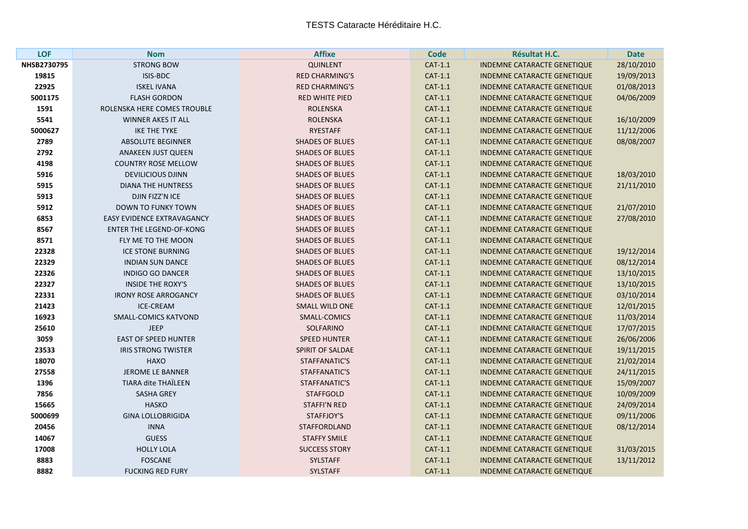TESTS Cataracte Héréditaire H.C.

| LOF | Nom | Affixe | Code | Résultat H.C. | Date |
|---|---|---|---|---|---|
| NHSB2730795 | STRONG BOW | QUINLENT | CAT-1.1 | INDEMNE CATARACTE GENETIQUE | 28/10/2010 |
| 19815 | ISIS-BDC | RED CHARMING'S | CAT-1.1 | INDEMNE CATARACTE GENETIQUE | 19/09/2013 |
| 22925 | ISKEL IVANA | RED CHARMING'S | CAT-1.1 | INDEMNE CATARACTE GENETIQUE | 01/08/2013 |
| 5001175 | FLASH GORDON | RED WHITE PIED | CAT-1.1 | INDEMNE CATARACTE GENETIQUE | 04/06/2009 |
| 1591 | ROLENSKA HERE COMES TROUBLE | ROLENSKA | CAT-1.1 | INDEMNE CATARACTE GENETIQUE | |
| 5541 | WINNER AKES IT ALL | ROLENSKA | CAT-1.1 | INDEMNE CATARACTE GENETIQUE | 16/10/2009 |
| 5000627 | IKE THE TYKE | RYESTAFF | CAT-1.1 | INDEMNE CATARACTE GENETIQUE | 11/12/2006 |
| 2789 | ABSOLUTE BEGINNER | SHADES OF BLUES | CAT-1.1 | INDEMNE CATARACTE GENETIQUE | 08/08/2007 |
| 2792 | ANAKEEN JUST QUEEN | SHADES OF BLUES | CAT-1.1 | INDEMNE CATARACTE GENETIQUE | |
| 4198 | COUNTRY ROSE MELLOW | SHADES OF BLUES | CAT-1.1 | INDEMNE CATARACTE GENETIQUE | |
| 5916 | DEVILICIOUS DJINN | SHADES OF BLUES | CAT-1.1 | INDEMNE CATARACTE GENETIQUE | 18/03/2010 |
| 5915 | DIANA THE HUNTRESS | SHADES OF BLUES | CAT-1.1 | INDEMNE CATARACTE GENETIQUE | 21/11/2010 |
| 5913 | DJIN FIZZ'N ICE | SHADES OF BLUES | CAT-1.1 | INDEMNE CATARACTE GENETIQUE | |
| 5912 | DOWN TO FUNKY TOWN | SHADES OF BLUES | CAT-1.1 | INDEMNE CATARACTE GENETIQUE | 21/07/2010 |
| 6853 | EASY EVIDENCE EXTRAVAGANCY | SHADES OF BLUES | CAT-1.1 | INDEMNE CATARACTE GENETIQUE | 27/08/2010 |
| 8567 | ENTER THE LEGEND-OF-KONG | SHADES OF BLUES | CAT-1.1 | INDEMNE CATARACTE GENETIQUE | |
| 8571 | FLY ME TO THE MOON | SHADES OF BLUES | CAT-1.1 | INDEMNE CATARACTE GENETIQUE | |
| 22328 | ICE STONE BURNING | SHADES OF BLUES | CAT-1.1 | INDEMNE CATARACTE GENETIQUE | 19/12/2014 |
| 22329 | INDIAN SUN DANCE | SHADES OF BLUES | CAT-1.1 | INDEMNE CATARACTE GENETIQUE | 08/12/2014 |
| 22326 | INDIGO GO DANCER | SHADES OF BLUES | CAT-1.1 | INDEMNE CATARACTE GENETIQUE | 13/10/2015 |
| 22327 | INSIDE THE ROXY'S | SHADES OF BLUES | CAT-1.1 | INDEMNE CATARACTE GENETIQUE | 13/10/2015 |
| 22331 | IRONY ROSE ARROGANCY | SHADES OF BLUES | CAT-1.1 | INDEMNE CATARACTE GENETIQUE | 03/10/2014 |
| 21423 | ICE-CREAM | SMALL WILD ONE | CAT-1.1 | INDEMNE CATARACTE GENETIQUE | 12/01/2015 |
| 16923 | SMALL-COMICS KATVOND | SMALL-COMICS | CAT-1.1 | INDEMNE CATARACTE GENETIQUE | 11/03/2014 |
| 25610 | JEEP | SOLFARINO | CAT-1.1 | INDEMNE CATARACTE GENETIQUE | 17/07/2015 |
| 3059 | EAST OF SPEED HUNTER | SPEED HUNTER | CAT-1.1 | INDEMNE CATARACTE GENETIQUE | 26/06/2006 |
| 23533 | IRIS STRONG TWISTER | SPIRIT OF SALDAE | CAT-1.1 | INDEMNE CATARACTE GENETIQUE | 19/11/2015 |
| 18070 | HAXO | STAFFANATIC'S | CAT-1.1 | INDEMNE CATARACTE GENETIQUE | 21/02/2014 |
| 27558 | JEROME LE BANNER | STAFFANATIC'S | CAT-1.1 | INDEMNE CATARACTE GENETIQUE | 24/11/2015 |
| 1396 | TIARA dite THAÏLEEN | STAFFANATIC'S | CAT-1.1 | INDEMNE CATARACTE GENETIQUE | 15/09/2007 |
| 7856 | SASHA GREY | STAFFGOLD | CAT-1.1 | INDEMNE CATARACTE GENETIQUE | 10/09/2009 |
| 15665 | HASKO | STAFFI'N RED | CAT-1.1 | INDEMNE CATARACTE GENETIQUE | 24/09/2014 |
| 5000699 | GINA LOLLOBRIGIDA | STAFFJOY'S | CAT-1.1 | INDEMNE CATARACTE GENETIQUE | 09/11/2006 |
| 20456 | INNA | STAFFORDLAND | CAT-1.1 | INDEMNE CATARACTE GENETIQUE | 08/12/2014 |
| 14067 | GUESS | STAFFY SMILE | CAT-1.1 | INDEMNE CATARACTE GENETIQUE | |
| 17008 | HOLLY LOLA | SUCCESS STORY | CAT-1.1 | INDEMNE CATARACTE GENETIQUE | 31/03/2015 |
| 8883 | FOSCANE | SYLSTAFF | CAT-1.1 | INDEMNE CATARACTE GENETIQUE | 13/11/2012 |
| 8882 | FUCKING RED FURY | SYLSTAFF | CAT-1.1 | INDEMNE CATARACTE GENETIQUE | |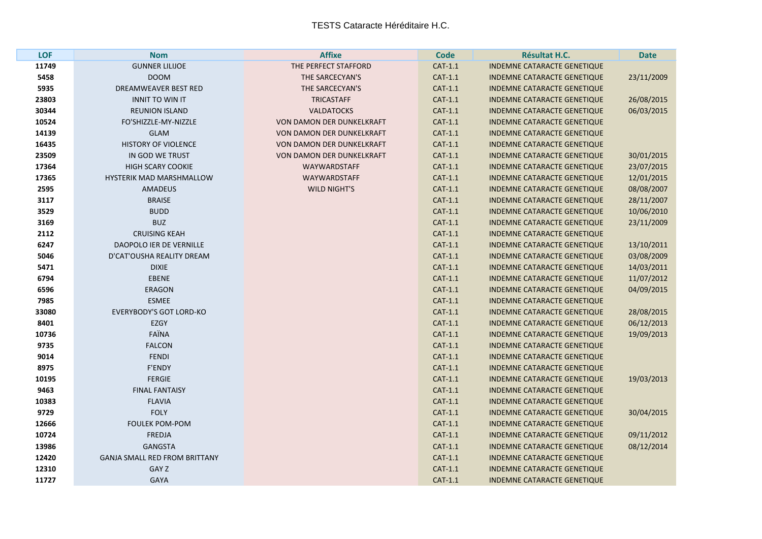# TESTS Cataracte Héréditaire H.C.

| LOF | Nom | Affixe | Code | Résultat H.C. | Date |
|---|---|---|---|---|---|
| 11749 | GUNNER LILIJOE | THE PERFECT STAFFORD | CAT-1.1 | INDEMNE CATARACTE GENETIQUE | |
| 5458 | DOOM | THE SARCECYAN'S | CAT-1.1 | INDEMNE CATARACTE GENETIQUE | 23/11/2009 |
| 5935 | DREAMWEAVER BEST RED | THE SARCECYAN'S | CAT-1.1 | INDEMNE CATARACTE GENETIQUE | |
| 23803 | INNIT TO WIN IT | TRICASTAFF | CAT-1.1 | INDEMNE CATARACTE GENETIQUE | 26/08/2015 |
| 30344 | REUNION ISLAND | VALDATOCKS | CAT-1.1 | INDEMNE CATARACTE GENETIQUE | 06/03/2015 |
| 10524 | FO'SHIZZLE-MY-NIZZLE | VON DAMON DER DUNKELKRAFT | CAT-1.1 | INDEMNE CATARACTE GENETIQUE | |
| 14139 | GLAM | VON DAMON DER DUNKELKRAFT | CAT-1.1 | INDEMNE CATARACTE GENETIQUE | |
| 16435 | HISTORY OF VIOLENCE | VON DAMON DER DUNKELKRAFT | CAT-1.1 | INDEMNE CATARACTE GENETIQUE | |
| 23509 | IN GOD WE TRUST | VON DAMON DER DUNKELKRAFT | CAT-1.1 | INDEMNE CATARACTE GENETIQUE | 30/01/2015 |
| 17364 | HIGH SCARY COOKIE | WAYWARDSTAFF | CAT-1.1 | INDEMNE CATARACTE GENETIQUE | 23/07/2015 |
| 17365 | HYSTERIK MAD MARSHMALLOW | WAYWARDSTAFF | CAT-1.1 | INDEMNE CATARACTE GENETIQUE | 12/01/2015 |
| 2595 | AMADEUS | WILD NIGHT'S | CAT-1.1 | INDEMNE CATARACTE GENETIQUE | 08/08/2007 |
| 3117 | BRAISE | | CAT-1.1 | INDEMNE CATARACTE GENETIQUE | 28/11/2007 |
| 3529 | BUDD | | CAT-1.1 | INDEMNE CATARACTE GENETIQUE | 10/06/2010 |
| 3169 | BUZ | | CAT-1.1 | INDEMNE CATARACTE GENETIQUE | 23/11/2009 |
| 2112 | CRUISING KEAH | | CAT-1.1 | INDEMNE CATARACTE GENETIQUE | |
| 6247 | DAOPOLO IER DE VERNILLE | | CAT-1.1 | INDEMNE CATARACTE GENETIQUE | 13/10/2011 |
| 5046 | D'CAT'OUSHA REALITY DREAM | | CAT-1.1 | INDEMNE CATARACTE GENETIQUE | 03/08/2009 |
| 5471 | DIXIE | | CAT-1.1 | INDEMNE CATARACTE GENETIQUE | 14/03/2011 |
| 6794 | EBENE | | CAT-1.1 | INDEMNE CATARACTE GENETIQUE | 11/07/2012 |
| 6596 | ERAGON | | CAT-1.1 | INDEMNE CATARACTE GENETIQUE | 04/09/2015 |
| 7985 | ESMEE | | CAT-1.1 | INDEMNE CATARACTE GENETIQUE | |
| 33080 | EVERYBODY'S GOT LORD-KO | | CAT-1.1 | INDEMNE CATARACTE GENETIQUE | 28/08/2015 |
| 8401 | EZGY | | CAT-1.1 | INDEMNE CATARACTE GENETIQUE | 06/12/2013 |
| 10736 | FAÏNA | | CAT-1.1 | INDEMNE CATARACTE GENETIQUE | 19/09/2013 |
| 9735 | FALCON | | CAT-1.1 | INDEMNE CATARACTE GENETIQUE | |
| 9014 | FENDI | | CAT-1.1 | INDEMNE CATARACTE GENETIQUE | |
| 8975 | F'ENDY | | CAT-1.1 | INDEMNE CATARACTE GENETIQUE | |
| 10195 | FERGIE | | CAT-1.1 | INDEMNE CATARACTE GENETIQUE | 19/03/2013 |
| 9463 | FINAL FANTAISY | | CAT-1.1 | INDEMNE CATARACTE GENETIQUE | |
| 10383 | FLAVIA | | CAT-1.1 | INDEMNE CATARACTE GENETIQUE | |
| 9729 | FOLY | | CAT-1.1 | INDEMNE CATARACTE GENETIQUE | 30/04/2015 |
| 12666 | FOULEK POM-POM | | CAT-1.1 | INDEMNE CATARACTE GENETIQUE | |
| 10724 | FREDJA | | CAT-1.1 | INDEMNE CATARACTE GENETIQUE | 09/11/2012 |
| 13986 | GANGSTA | | CAT-1.1 | INDEMNE CATARACTE GENETIQUE | 08/12/2014 |
| 12420 | GANJA SMALL RED FROM BRITTANY | | CAT-1.1 | INDEMNE CATARACTE GENETIQUE | |
| 12310 | GAY Z | | CAT-1.1 | INDEMNE CATARACTE GENETIQUE | |
| 11727 | GAYA | | CAT-1.1 | INDEMNE CATARACTE GENETIQUE | |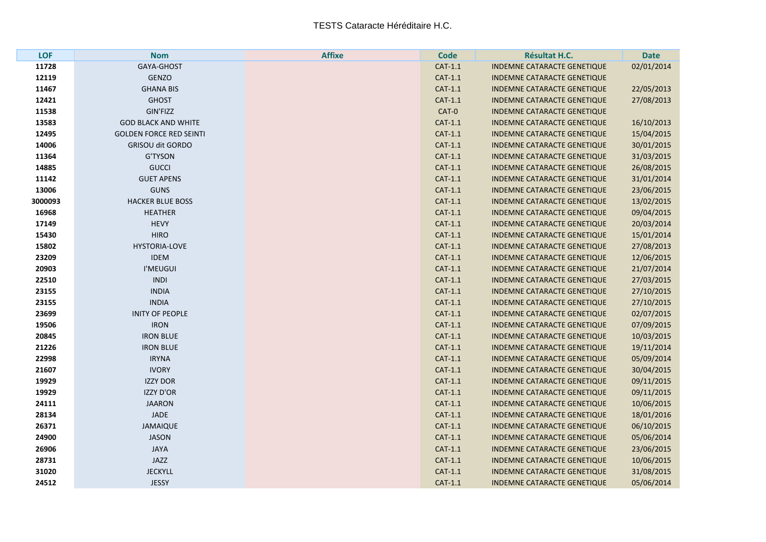TESTS Cataracte Héréditaire H.C.

| LOF | Nom | Affixe | Code | Résultat H.C. | Date |
|---|---|---|---|---|---|
| 11728 | GAYA-GHOST | | CAT-1.1 | INDEMNE CATARACTE GENETIQUE | 02/01/2014 |
| 12119 | GENZO | | CAT-1.1 | INDEMNE CATARACTE GENETIQUE | |
| 11467 | GHANA BIS | | CAT-1.1 | INDEMNE CATARACTE GENETIQUE | 22/05/2013 |
| 12421 | GHOST | | CAT-1.1 | INDEMNE CATARACTE GENETIQUE | 27/08/2013 |
| 11538 | GIN'FIZZ | | CAT-0 | INDEMNE CATARACTE GENETIQUE | |
| 13583 | GOD BLACK AND WHITE | | CAT-1.1 | INDEMNE CATARACTE GENETIQUE | 16/10/2013 |
| 12495 | GOLDEN FORCE RED SEINTI | | CAT-1.1 | INDEMNE CATARACTE GENETIQUE | 15/04/2015 |
| 14006 | GRISOU dit GORDO | | CAT-1.1 | INDEMNE CATARACTE GENETIQUE | 30/01/2015 |
| 11364 | G'TYSON | | CAT-1.1 | INDEMNE CATARACTE GENETIQUE | 31/03/2015 |
| 14885 | GUCCI | | CAT-1.1 | INDEMNE CATARACTE GENETIQUE | 26/08/2015 |
| 11142 | GUET APENS | | CAT-1.1 | INDEMNE CATARACTE GENETIQUE | 31/01/2014 |
| 13006 | GUNS | | CAT-1.1 | INDEMNE CATARACTE GENETIQUE | 23/06/2015 |
| 3000093 | HACKER BLUE BOSS | | CAT-1.1 | INDEMNE CATARACTE GENETIQUE | 13/02/2015 |
| 16968 | HEATHER | | CAT-1.1 | INDEMNE CATARACTE GENETIQUE | 09/04/2015 |
| 17149 | HEVY | | CAT-1.1 | INDEMNE CATARACTE GENETIQUE | 20/03/2014 |
| 15430 | HIRO | | CAT-1.1 | INDEMNE CATARACTE GENETIQUE | 15/01/2014 |
| 15802 | HYSTORIA-LOVE | | CAT-1.1 | INDEMNE CATARACTE GENETIQUE | 27/08/2013 |
| 23209 | IDEM | | CAT-1.1 | INDEMNE CATARACTE GENETIQUE | 12/06/2015 |
| 20903 | I'MEUGUI | | CAT-1.1 | INDEMNE CATARACTE GENETIQUE | 21/07/2014 |
| 22510 | INDI | | CAT-1.1 | INDEMNE CATARACTE GENETIQUE | 27/03/2015 |
| 23155 | INDIA | | CAT-1.1 | INDEMNE CATARACTE GENETIQUE | 27/10/2015 |
| 23155 | INDIA | | CAT-1.1 | INDEMNE CATARACTE GENETIQUE | 27/10/2015 |
| 23699 | INITY OF PEOPLE | | CAT-1.1 | INDEMNE CATARACTE GENETIQUE | 02/07/2015 |
| 19506 | IRON | | CAT-1.1 | INDEMNE CATARACTE GENETIQUE | 07/09/2015 |
| 20845 | IRON BLUE | | CAT-1.1 | INDEMNE CATARACTE GENETIQUE | 10/03/2015 |
| 21226 | IRON BLUE | | CAT-1.1 | INDEMNE CATARACTE GENETIQUE | 19/11/2014 |
| 22998 | IRYNA | | CAT-1.1 | INDEMNE CATARACTE GENETIQUE | 05/09/2014 |
| 21607 | IVORY | | CAT-1.1 | INDEMNE CATARACTE GENETIQUE | 30/04/2015 |
| 19929 | IZZY DOR | | CAT-1.1 | INDEMNE CATARACTE GENETIQUE | 09/11/2015 |
| 19929 | IZZY D'OR | | CAT-1.1 | INDEMNE CATARACTE GENETIQUE | 09/11/2015 |
| 24111 | JAARON | | CAT-1.1 | INDEMNE CATARACTE GENETIQUE | 10/06/2015 |
| 28134 | JADE | | CAT-1.1 | INDEMNE CATARACTE GENETIQUE | 18/01/2016 |
| 26371 | JAMAIQUE | | CAT-1.1 | INDEMNE CATARACTE GENETIQUE | 06/10/2015 |
| 24900 | JASON | | CAT-1.1 | INDEMNE CATARACTE GENETIQUE | 05/06/2014 |
| 26906 | JAYA | | CAT-1.1 | INDEMNE CATARACTE GENETIQUE | 23/06/2015 |
| 28731 | JAZZ | | CAT-1.1 | INDEMNE CATARACTE GENETIQUE | 10/06/2015 |
| 31020 | JECKYLL | | CAT-1.1 | INDEMNE CATARACTE GENETIQUE | 31/08/2015 |
| 24512 | JESSY | | CAT-1.1 | INDEMNE CATARACTE GENETIQUE | 05/06/2014 |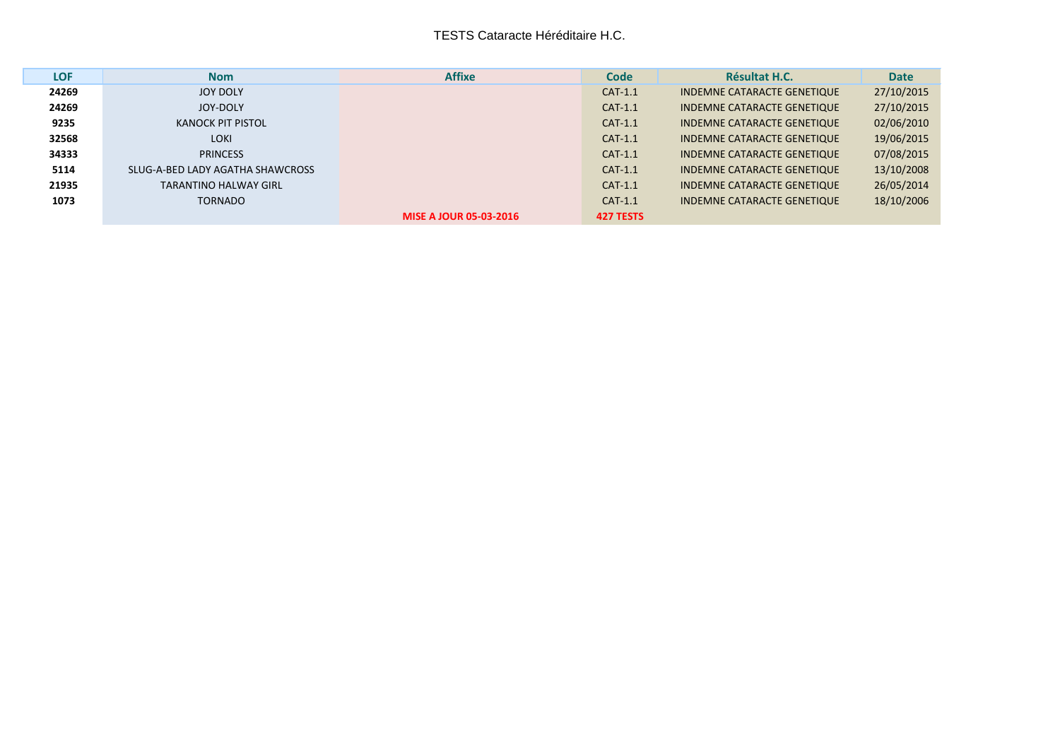TESTS Cataracte Héréditaire H.C.

| LOF | Nom | Affixe | Code | Résultat H.C. | Date |
|---|---|---|---|---|---|
| 24269 | JOY DOLY | | CAT-1.1 | INDEMNE CATARACTE GENETIQUE | 27/10/2015 |
| 24269 | JOY-DOLY | | CAT-1.1 | INDEMNE CATARACTE GENETIQUE | 27/10/2015 |
| 9235 | KANOCK PIT PISTOL | | CAT-1.1 | INDEMNE CATARACTE GENETIQUE | 02/06/2010 |
| 32568 | LOKI | | CAT-1.1 | INDEMNE CATARACTE GENETIQUE | 19/06/2015 |
| 34333 | PRINCESS | | CAT-1.1 | INDEMNE CATARACTE GENETIQUE | 07/08/2015 |
| 5114 | SLUG-A-BED LADY AGATHA SHAWCROSS | | CAT-1.1 | INDEMNE CATARACTE GENETIQUE | 13/10/2008 |
| 21935 | TARANTINO HALWAY GIRL | | CAT-1.1 | INDEMNE CATARACTE GENETIQUE | 26/05/2014 |
| 1073 | TORNADO | | CAT-1.1 | INDEMNE CATARACTE GENETIQUE | 18/10/2006 |
| | | **MISE A JOUR 05-03-2016** | **427 TESTS** | | |